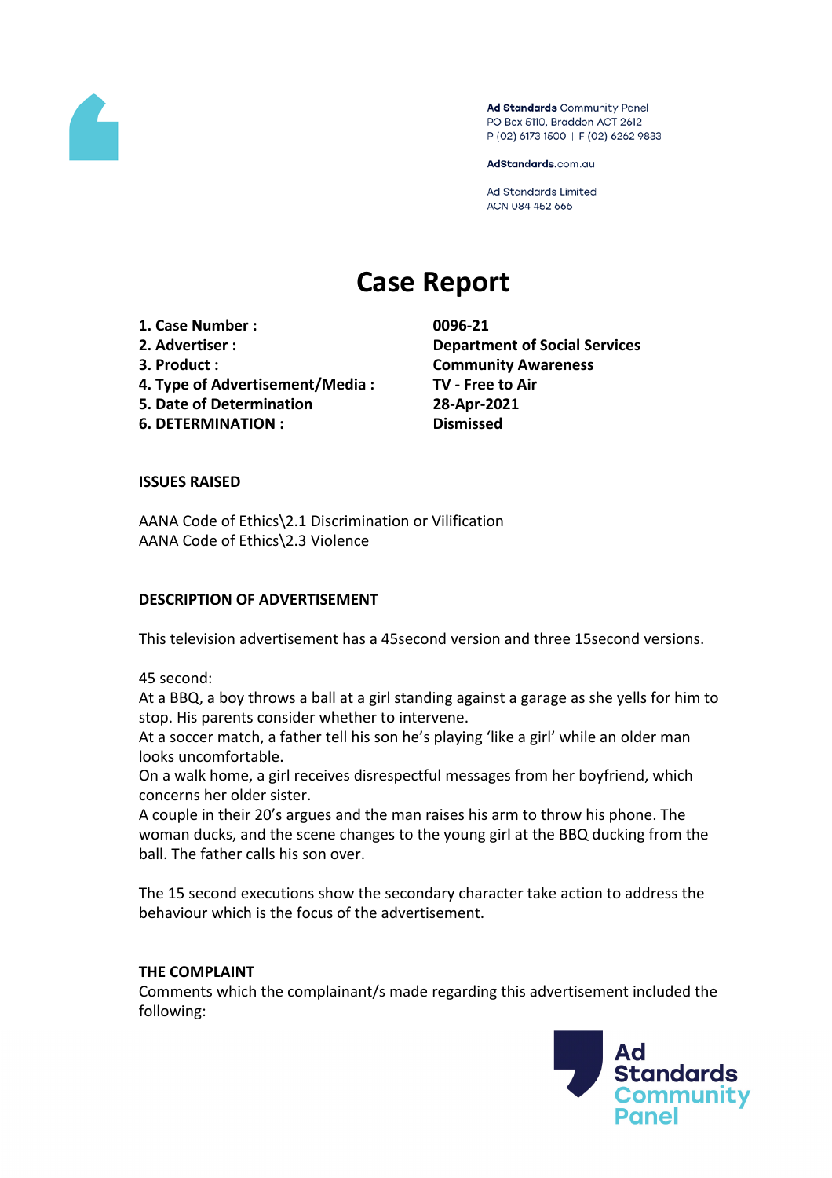Ad Standards Community Panel
PO Box 5110, Braddon ACT 2612
P (02) 6173 1500 | F (02) 6262 9833

AdStandards.com.au

Ad Standards Limited
ACN 084 452 666

# Case Report

| | |
|---|---|
| **1. Case Number :** | **0096-21** |
| **2. Advertiser :** | **Department of Social Services** |
| **3. Product :** | **Community Awareness** |
| **4. Type of Advertisement/Media :** | **TV - Free to Air** |
| **5. Date of Determination** | **28-Apr-2021** |
| **6. DETERMINATION :** | **Dismissed** |

**ISSUES RAISED**

AANA Code of Ethics\2.1 Discrimination or Vilification
AANA Code of Ethics\2.3 Violence

**DESCRIPTION OF ADVERTISEMENT**

This television advertisement has a 45second version and three 15second versions.

45 second:
At a BBQ, a boy throws a ball at a girl standing against a garage as she yells for him to stop. His parents consider whether to intervene.
At a soccer match, a father tell his son he's playing 'like a girl' while an older man looks uncomfortable.
On a walk home, a girl receives disrespectful messages from her boyfriend, which concerns her older sister.
A couple in their 20's argues and the man raises his arm to throw his phone. The woman ducks, and the scene changes to the young girl at the BBQ ducking from the ball. The father calls his son over.

The 15 second executions show the secondary character take action to address the behaviour which is the focus of the advertisement.

**THE COMPLAINT**

Comments which the complainant/s made regarding this advertisement included the following: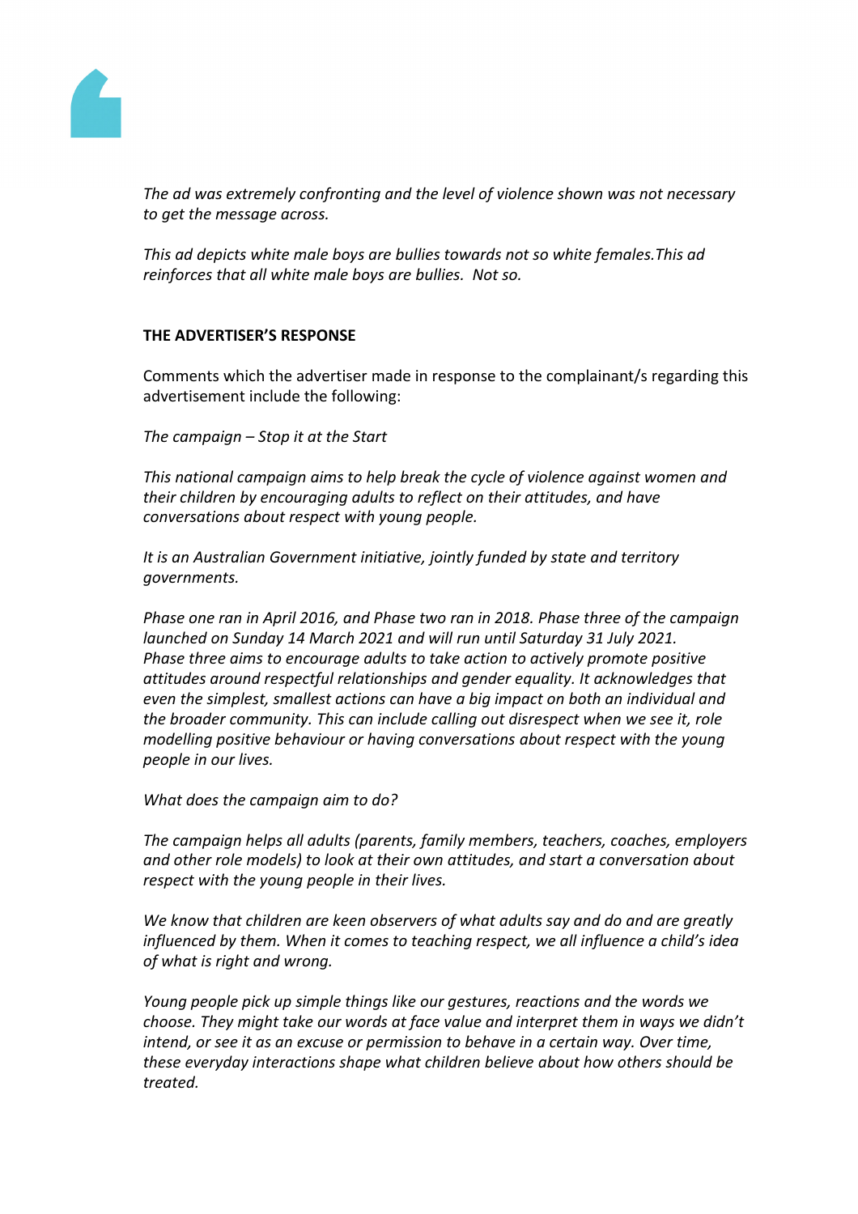*The ad was extremely confronting and the level of violence shown was not necessary to get the message across.*

*This ad depicts white male boys are bullies towards not so white females.This ad reinforces that all white male boys are bullies. Not so.*

**THE ADVERTISER'S RESPONSE**

Comments which the advertiser made in response to the complainant/s regarding this advertisement include the following:

*The campaign – Stop it at the Start*

*This national campaign aims to help break the cycle of violence against women and their children by encouraging adults to reflect on their attitudes, and have conversations about respect with young people.*

*It is an Australian Government initiative, jointly funded by state and territory governments.*

*Phase one ran in April 2016, and Phase two ran in 2018. Phase three of the campaign launched on Sunday 14 March 2021 and will run until Saturday 31 July 2021. Phase three aims to encourage adults to take action to actively promote positive attitudes around respectful relationships and gender equality. It acknowledges that even the simplest, smallest actions can have a big impact on both an individual and the broader community. This can include calling out disrespect when we see it, role modelling positive behaviour or having conversations about respect with the young people in our lives.*

*What does the campaign aim to do?*

*The campaign helps all adults (parents, family members, teachers, coaches, employers and other role models) to look at their own attitudes, and start a conversation about respect with the young people in their lives.*

*We know that children are keen observers of what adults say and do and are greatly influenced by them. When it comes to teaching respect, we all influence a child's idea of what is right and wrong.*

*Young people pick up simple things like our gestures, reactions and the words we choose. They might take our words at face value and interpret them in ways we didn't intend, or see it as an excuse or permission to behave in a certain way. Over time, these everyday interactions shape what children believe about how others should be treated.*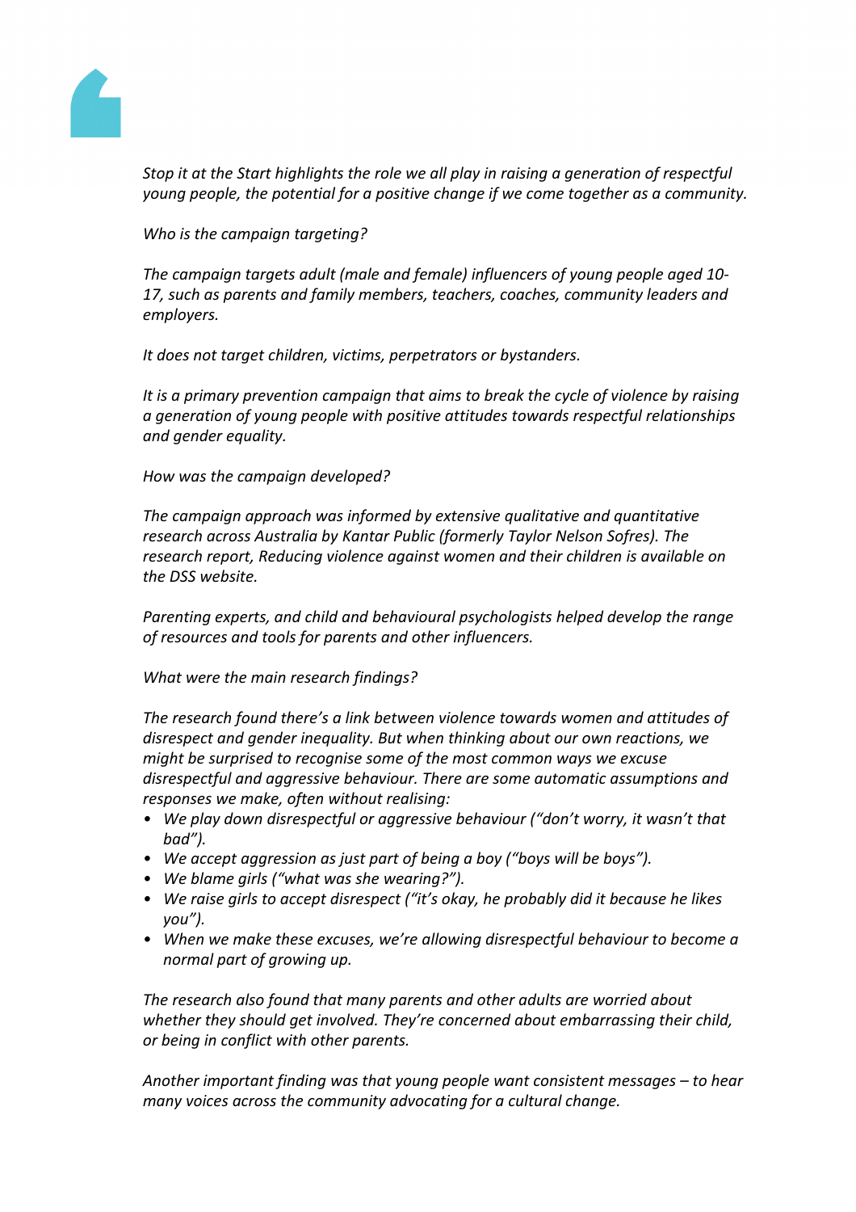*Stop it at the Start highlights the role we all play in raising a generation of respectful young people, the potential for a positive change if we come together as a community.*

*Who is the campaign targeting?*

*The campaign targets adult (male and female) influencers of young people aged 10-17, such as parents and family members, teachers, coaches, community leaders and employers.*

*It does not target children, victims, perpetrators or bystanders.*

*It is a primary prevention campaign that aims to break the cycle of violence by raising a generation of young people with positive attitudes towards respectful relationships and gender equality.*

*How was the campaign developed?*

*The campaign approach was informed by extensive qualitative and quantitative research across Australia by Kantar Public (formerly Taylor Nelson Sofres). The research report, Reducing violence against women and their children is available on the DSS website.*

*Parenting experts, and child and behavioural psychologists helped develop the range of resources and tools for parents and other influencers.*

*What were the main research findings?*

*The research found there's a link between violence towards women and attitudes of disrespect and gender inequality. But when thinking about our own reactions, we might be surprised to recognise some of the most common ways we excuse disrespectful and aggressive behaviour. There are some automatic assumptions and responses we make, often without realising:*

- *We play down disrespectful or aggressive behaviour ("don't worry, it wasn't that bad").*
- *We accept aggression as just part of being a boy ("boys will be boys").*
- *We blame girls ("what was she wearing?").*
- *We raise girls to accept disrespect ("it's okay, he probably did it because he likes you").*
- *When we make these excuses, we're allowing disrespectful behaviour to become a normal part of growing up.*

*The research also found that many parents and other adults are worried about whether they should get involved. They're concerned about embarrassing their child, or being in conflict with other parents.*

*Another important finding was that young people want consistent messages – to hear many voices across the community advocating for a cultural change.*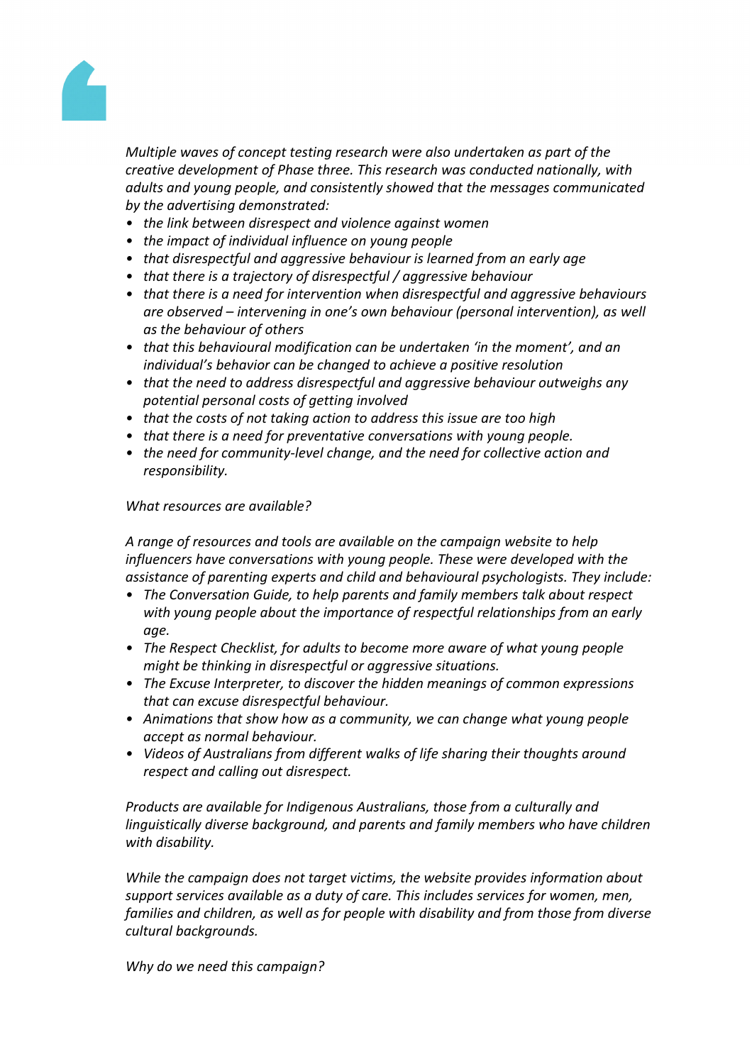*Multiple waves of concept testing research were also undertaken as part of the creative development of Phase three. This research was conducted nationally, with adults and young people, and consistently showed that the messages communicated by the advertising demonstrated:*

- *the link between disrespect and violence against women*
- *the impact of individual influence on young people*
- *that disrespectful and aggressive behaviour is learned from an early age*
- *that there is a trajectory of disrespectful / aggressive behaviour*
- *that there is a need for intervention when disrespectful and aggressive behaviours are observed – intervening in one's own behaviour (personal intervention), as well as the behaviour of others*
- *that this behavioural modification can be undertaken 'in the moment', and an individual's behavior can be changed to achieve a positive resolution*
- *that the need to address disrespectful and aggressive behaviour outweighs any potential personal costs of getting involved*
- *that the costs of not taking action to address this issue are too high*
- *that there is a need for preventative conversations with young people.*
- *the need for community-level change, and the need for collective action and responsibility.*

*What resources are available?*

*A range of resources and tools are available on the campaign website to help influencers have conversations with young people. These were developed with the assistance of parenting experts and child and behavioural psychologists. They include:*

- *The Conversation Guide, to help parents and family members talk about respect with young people about the importance of respectful relationships from an early age.*
- *The Respect Checklist, for adults to become more aware of what young people might be thinking in disrespectful or aggressive situations.*
- *The Excuse Interpreter, to discover the hidden meanings of common expressions that can excuse disrespectful behaviour.*
- *Animations that show how as a community, we can change what young people accept as normal behaviour.*
- *Videos of Australians from different walks of life sharing their thoughts around respect and calling out disrespect.*

*Products are available for Indigenous Australians, those from a culturally and linguistically diverse background, and parents and family members who have children with disability.*

*While the campaign does not target victims, the website provides information about support services available as a duty of care. This includes services for women, men, families and children, as well as for people with disability and from those from diverse cultural backgrounds.*

*Why do we need this campaign?*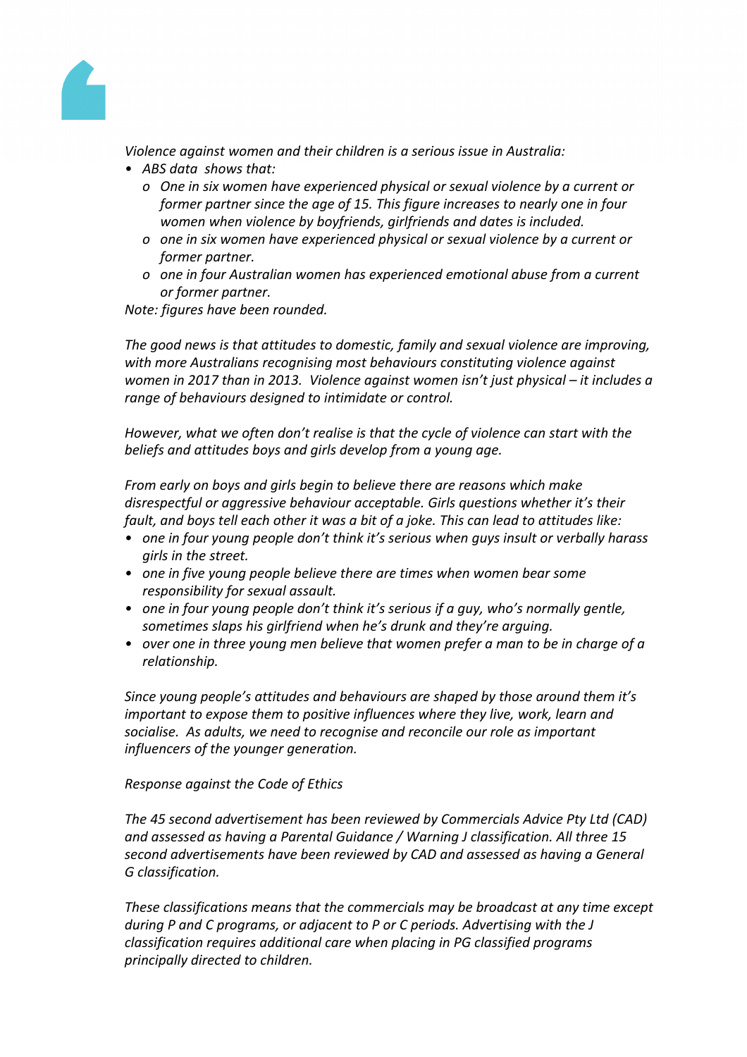*Violence against women and their children is a serious issue in Australia:*

- *ABS data shows that:*
  - *One in six women have experienced physical or sexual violence by a current or former partner since the age of 15. This figure increases to nearly one in four women when violence by boyfriends, girlfriends and dates is included.*
  - *one in six women have experienced physical or sexual violence by a current or former partner.*
  - *one in four Australian women has experienced emotional abuse from a current or former partner.*

*Note: figures have been rounded.*

*The good news is that attitudes to domestic, family and sexual violence are improving, with more Australians recognising most behaviours constituting violence against women in 2017 than in 2013. Violence against women isn't just physical – it includes a range of behaviours designed to intimidate or control.*

*However, what we often don't realise is that the cycle of violence can start with the beliefs and attitudes boys and girls develop from a young age.*

*From early on boys and girls begin to believe there are reasons which make disrespectful or aggressive behaviour acceptable. Girls questions whether it's their fault, and boys tell each other it was a bit of a joke. This can lead to attitudes like:*

- *one in four young people don't think it's serious when guys insult or verbally harass girls in the street.*
- *one in five young people believe there are times when women bear some responsibility for sexual assault.*
- *one in four young people don't think it's serious if a guy, who's normally gentle, sometimes slaps his girlfriend when he's drunk and they're arguing.*
- *over one in three young men believe that women prefer a man to be in charge of a relationship.*

*Since young people's attitudes and behaviours are shaped by those around them it's important to expose them to positive influences where they live, work, learn and socialise. As adults, we need to recognise and reconcile our role as important influencers of the younger generation.*

*Response against the Code of Ethics*

*The 45 second advertisement has been reviewed by Commercials Advice Pty Ltd (CAD) and assessed as having a Parental Guidance / Warning J classification. All three 15 second advertisements have been reviewed by CAD and assessed as having a General G classification.*

*These classifications means that the commercials may be broadcast at any time except during P and C programs, or adjacent to P or C periods. Advertising with the J classification requires additional care when placing in PG classified programs principally directed to children.*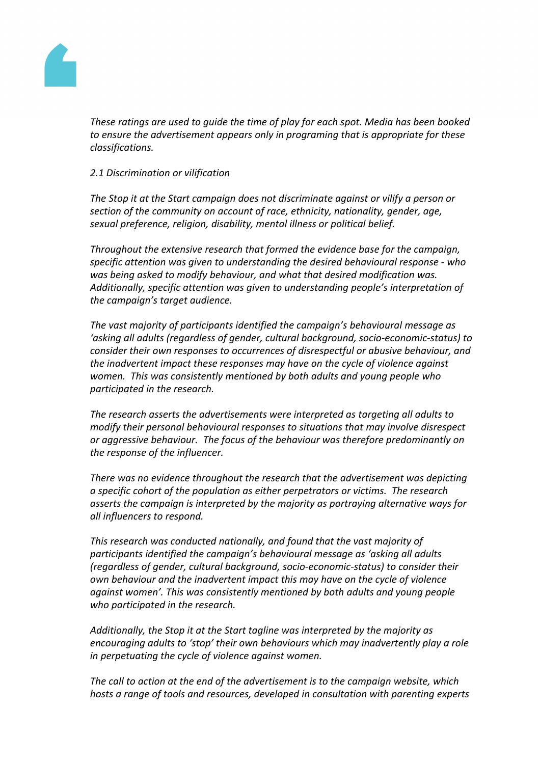*These ratings are used to guide the time of play for each spot. Media has been booked to ensure the advertisement appears only in programing that is appropriate for these classifications.*

*2.1 Discrimination or vilification*

*The Stop it at the Start campaign does not discriminate against or vilify a person or section of the community on account of race, ethnicity, nationality, gender, age, sexual preference, religion, disability, mental illness or political belief.*

*Throughout the extensive research that formed the evidence base for the campaign, specific attention was given to understanding the desired behavioural response - who was being asked to modify behaviour, and what that desired modification was. Additionally, specific attention was given to understanding people's interpretation of the campaign's target audience.*

*The vast majority of participants identified the campaign's behavioural message as 'asking all adults (regardless of gender, cultural background, socio-economic-status) to consider their own responses to occurrences of disrespectful or abusive behaviour, and the inadvertent impact these responses may have on the cycle of violence against women. This was consistently mentioned by both adults and young people who participated in the research.*

*The research asserts the advertisements were interpreted as targeting all adults to modify their personal behavioural responses to situations that may involve disrespect or aggressive behaviour. The focus of the behaviour was therefore predominantly on the response of the influencer.*

*There was no evidence throughout the research that the advertisement was depicting a specific cohort of the population as either perpetrators or victims. The research asserts the campaign is interpreted by the majority as portraying alternative ways for all influencers to respond.*

*This research was conducted nationally, and found that the vast majority of participants identified the campaign's behavioural message as 'asking all adults (regardless of gender, cultural background, socio-economic-status) to consider their own behaviour and the inadvertent impact this may have on the cycle of violence against women'. This was consistently mentioned by both adults and young people who participated in the research.*

*Additionally, the Stop it at the Start tagline was interpreted by the majority as encouraging adults to 'stop' their own behaviours which may inadvertently play a role in perpetuating the cycle of violence against women.*

*The call to action at the end of the advertisement is to the campaign website, which hosts a range of tools and resources, developed in consultation with parenting experts*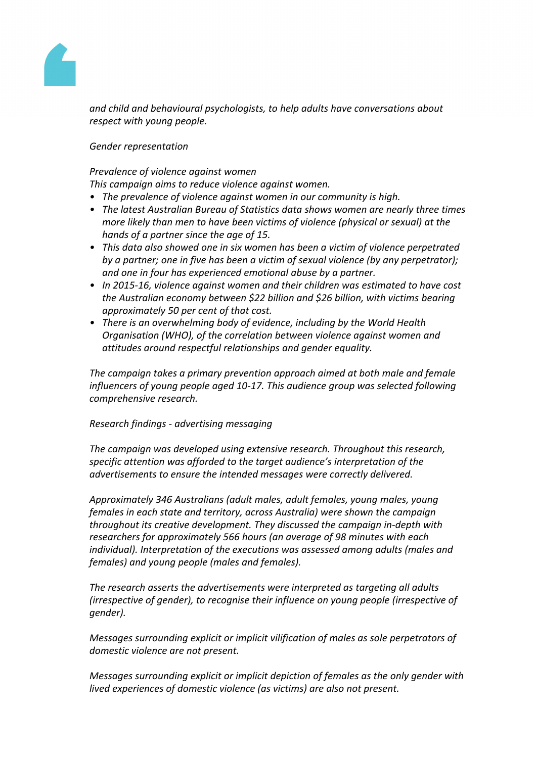*and child and behavioural psychologists, to help adults have conversations about respect with young people.*

*Gender representation*

*Prevalence of violence against women*
*This campaign aims to reduce violence against women.*

- *The prevalence of violence against women in our community is high.*
- *The latest Australian Bureau of Statistics data shows women are nearly three times more likely than men to have been victims of violence (physical or sexual) at the hands of a partner since the age of 15.*
- *This data also showed one in six women has been a victim of violence perpetrated by a partner; one in five has been a victim of sexual violence (by any perpetrator); and one in four has experienced emotional abuse by a partner.*
- *In 2015-16, violence against women and their children was estimated to have cost the Australian economy between $22 billion and $26 billion, with victims bearing approximately 50 per cent of that cost.*
- *There is an overwhelming body of evidence, including by the World Health Organisation (WHO), of the correlation between violence against women and attitudes around respectful relationships and gender equality.*

*The campaign takes a primary prevention approach aimed at both male and female influencers of young people aged 10-17. This audience group was selected following comprehensive research.*

*Research findings - advertising messaging*

*The campaign was developed using extensive research. Throughout this research, specific attention was afforded to the target audience's interpretation of the advertisements to ensure the intended messages were correctly delivered.*

*Approximately 346 Australians (adult males, adult females, young males, young females in each state and territory, across Australia) were shown the campaign throughout its creative development. They discussed the campaign in-depth with researchers for approximately 566 hours (an average of 98 minutes with each individual). Interpretation of the executions was assessed among adults (males and females) and young people (males and females).*

*The research asserts the advertisements were interpreted as targeting all adults (irrespective of gender), to recognise their influence on young people (irrespective of gender).*

*Messages surrounding explicit or implicit vilification of males as sole perpetrators of domestic violence are not present.*

*Messages surrounding explicit or implicit depiction of females as the only gender with lived experiences of domestic violence (as victims) are also not present.*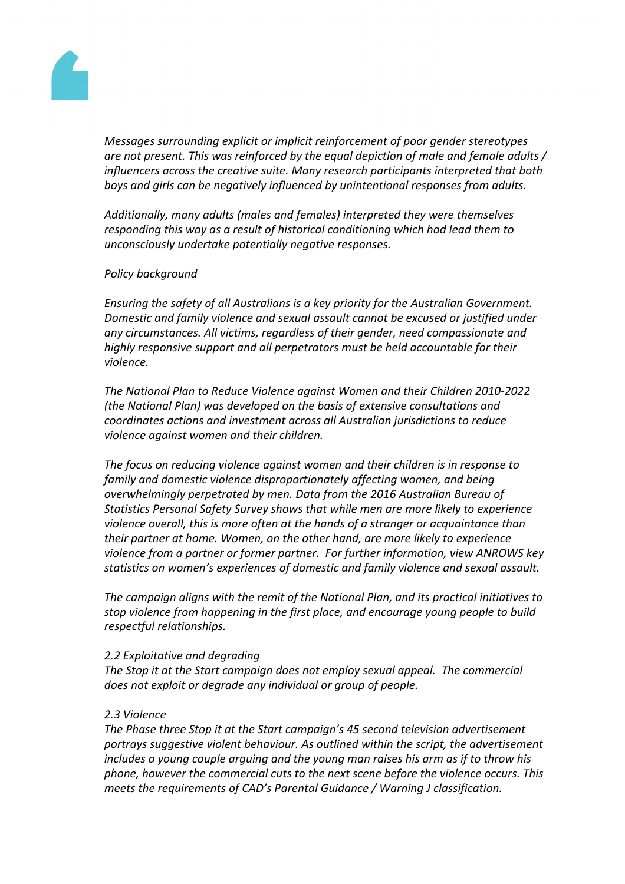*Messages surrounding explicit or implicit reinforcement of poor gender stereotypes are not present. This was reinforced by the equal depiction of male and female adults / influencers across the creative suite. Many research participants interpreted that both boys and girls can be negatively influenced by unintentional responses from adults.*

*Additionally, many adults (males and females) interpreted they were themselves responding this way as a result of historical conditioning which had lead them to unconsciously undertake potentially negative responses.*

*Policy background*

*Ensuring the safety of all Australians is a key priority for the Australian Government. Domestic and family violence and sexual assault cannot be excused or justified under any circumstances. All victims, regardless of their gender, need compassionate and highly responsive support and all perpetrators must be held accountable for their violence.*

*The National Plan to Reduce Violence against Women and their Children 2010-2022 (the National Plan) was developed on the basis of extensive consultations and coordinates actions and investment across all Australian jurisdictions to reduce violence against women and their children.*

*The focus on reducing violence against women and their children is in response to family and domestic violence disproportionately affecting women, and being overwhelmingly perpetrated by men. Data from the 2016 Australian Bureau of Statistics Personal Safety Survey shows that while men are more likely to experience violence overall, this is more often at the hands of a stranger or acquaintance than their partner at home. Women, on the other hand, are more likely to experience violence from a partner or former partner. For further information, view ANROWS key statistics on women's experiences of domestic and family violence and sexual assault.*

*The campaign aligns with the remit of the National Plan, and its practical initiatives to stop violence from happening in the first place, and encourage young people to build respectful relationships.*

*2.2 Exploitative and degrading*
*The Stop it at the Start campaign does not employ sexual appeal. The commercial does not exploit or degrade any individual or group of people.*

*2.3 Violence*
*The Phase three Stop it at the Start campaign's 45 second television advertisement portrays suggestive violent behaviour. As outlined within the script, the advertisement includes a young couple arguing and the young man raises his arm as if to throw his phone, however the commercial cuts to the next scene before the violence occurs. This meets the requirements of CAD's Parental Guidance / Warning J classification.*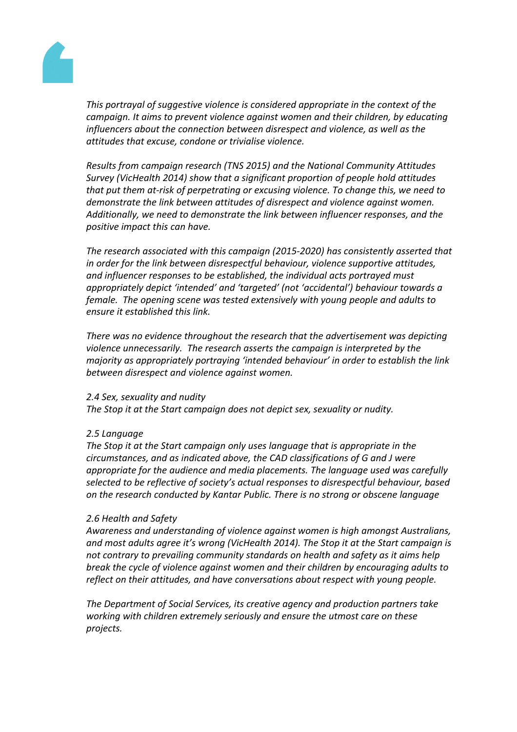*This portrayal of suggestive violence is considered appropriate in the context of the campaign. It aims to prevent violence against women and their children, by educating influencers about the connection between disrespect and violence, as well as the attitudes that excuse, condone or trivialise violence.*

*Results from campaign research (TNS 2015) and the National Community Attitudes Survey (VicHealth 2014) show that a significant proportion of people hold attitudes that put them at-risk of perpetrating or excusing violence. To change this, we need to demonstrate the link between attitudes of disrespect and violence against women. Additionally, we need to demonstrate the link between influencer responses, and the positive impact this can have.*

*The research associated with this campaign (2015-2020) has consistently asserted that in order for the link between disrespectful behaviour, violence supportive attitudes, and influencer responses to be established, the individual acts portrayed must appropriately depict 'intended' and 'targeted' (not 'accidental') behaviour towards a female. The opening scene was tested extensively with young people and adults to ensure it established this link.*

*There was no evidence throughout the research that the advertisement was depicting violence unnecessarily. The research asserts the campaign is interpreted by the majority as appropriately portraying 'intended behaviour' in order to establish the link between disrespect and violence against women.*

*2.4 Sex, sexuality and nudity*
*The Stop it at the Start campaign does not depict sex, sexuality or nudity.*

*2.5 Language*
*The Stop it at the Start campaign only uses language that is appropriate in the circumstances, and as indicated above, the CAD classifications of G and J were appropriate for the audience and media placements. The language used was carefully selected to be reflective of society's actual responses to disrespectful behaviour, based on the research conducted by Kantar Public. There is no strong or obscene language*

*2.6 Health and Safety*
*Awareness and understanding of violence against women is high amongst Australians, and most adults agree it's wrong (VicHealth 2014). The Stop it at the Start campaign is not contrary to prevailing community standards on health and safety as it aims help break the cycle of violence against women and their children by encouraging adults to reflect on their attitudes, and have conversations about respect with young people.*

*The Department of Social Services, its creative agency and production partners take working with children extremely seriously and ensure the utmost care on these projects.*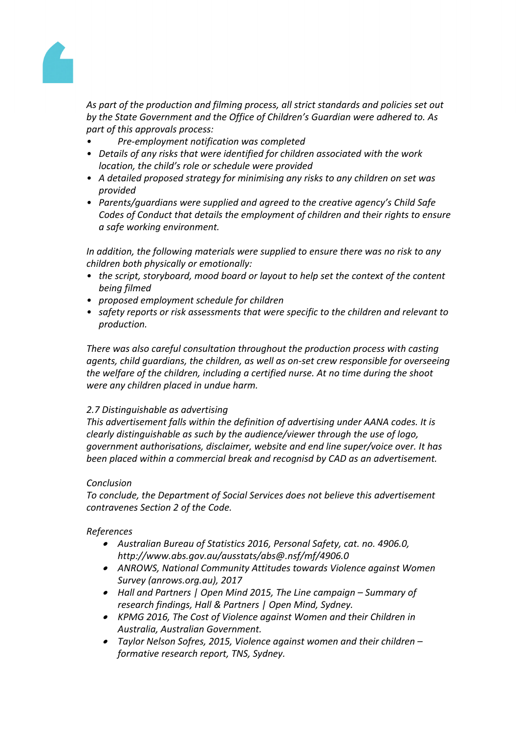*As part of the production and filming process, all strict standards and policies set out by the State Government and the Office of Children's Guardian were adhered to. As part of this approvals process:*

- *Pre-employment notification was completed*
- *Details of any risks that were identified for children associated with the work location, the child's role or schedule were provided*
- *A detailed proposed strategy for minimising any risks to any children on set was provided*
- *Parents/guardians were supplied and agreed to the creative agency's Child Safe Codes of Conduct that details the employment of children and their rights to ensure a safe working environment.*

*In addition, the following materials were supplied to ensure there was no risk to any children both physically or emotionally:*

- *the script, storyboard, mood board or layout to help set the context of the content being filmed*
- *proposed employment schedule for children*
- *safety reports or risk assessments that were specific to the children and relevant to production.*

*There was also careful consultation throughout the production process with casting agents, child guardians, the children, as well as on-set crew responsible for overseeing the welfare of the children, including a certified nurse. At no time during the shoot were any children placed in undue harm.*

*2.7 Distinguishable as advertising*
*This advertisement falls within the definition of advertising under AANA codes. It is clearly distinguishable as such by the audience/viewer through the use of logo, government authorisations, disclaimer, website and end line super/voice over. It has been placed within a commercial break and recognisd by CAD as an advertisement.*

*Conclusion*
*To conclude, the Department of Social Services does not believe this advertisement contravenes Section 2 of the Code.*

*References*

- *Australian Bureau of Statistics 2016, Personal Safety, cat. no. 4906.0, http://www.abs.gov.au/ausstats/abs@.nsf/mf/4906.0*
- *ANROWS, National Community Attitudes towards Violence against Women Survey (anrows.org.au), 2017*
- *Hall and Partners | Open Mind 2015, The Line campaign – Summary of research findings, Hall & Partners | Open Mind, Sydney.*
- *KPMG 2016, The Cost of Violence against Women and their Children in Australia, Australian Government.*
- *Taylor Nelson Sofres, 2015, Violence against women and their children – formative research report, TNS, Sydney.*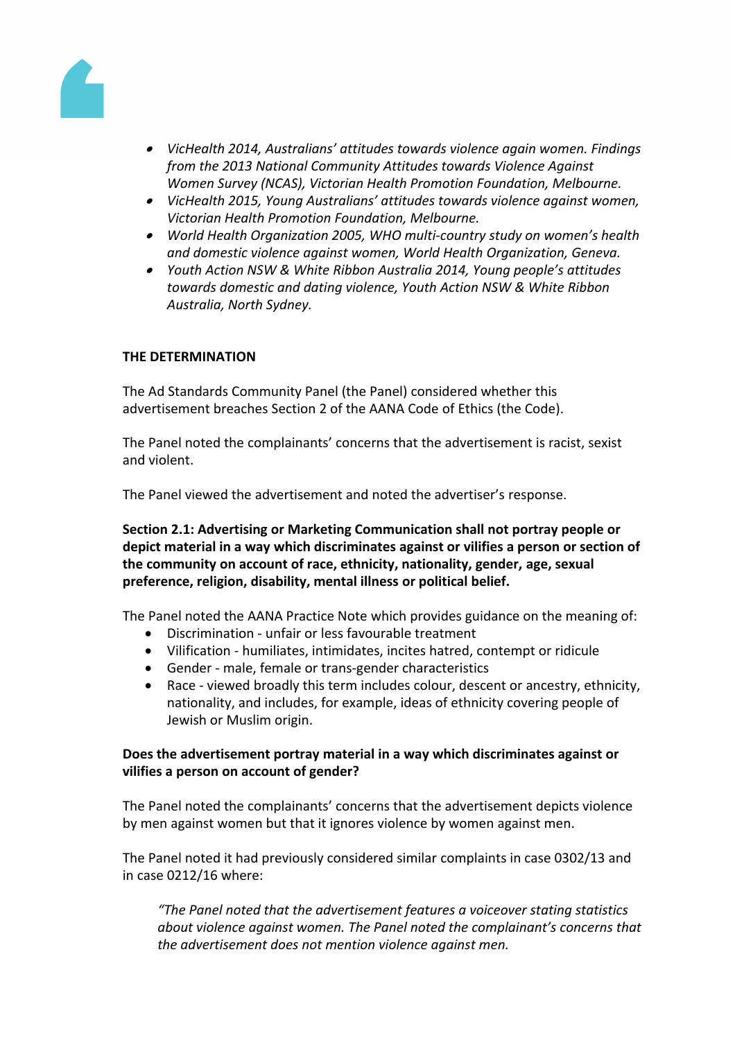- *VicHealth 2014, Australians' attitudes towards violence again women. Findings from the 2013 National Community Attitudes towards Violence Against Women Survey (NCAS), Victorian Health Promotion Foundation, Melbourne.*
- *VicHealth 2015, Young Australians' attitudes towards violence against women, Victorian Health Promotion Foundation, Melbourne.*
- *World Health Organization 2005, WHO multi-country study on women's health and domestic violence against women, World Health Organization, Geneva.*
- *Youth Action NSW & White Ribbon Australia 2014, Young people's attitudes towards domestic and dating violence, Youth Action NSW & White Ribbon Australia, North Sydney.*

**THE DETERMINATION**

The Ad Standards Community Panel (the Panel) considered whether this advertisement breaches Section 2 of the AANA Code of Ethics (the Code).

The Panel noted the complainants' concerns that the advertisement is racist, sexist and violent.

The Panel viewed the advertisement and noted the advertiser's response.

**Section 2.1: Advertising or Marketing Communication shall not portray people or depict material in a way which discriminates against or vilifies a person or section of the community on account of race, ethnicity, nationality, gender, age, sexual preference, religion, disability, mental illness or political belief.**

The Panel noted the AANA Practice Note which provides guidance on the meaning of:

- Discrimination - unfair or less favourable treatment
- Vilification - humiliates, intimidates, incites hatred, contempt or ridicule
- Gender - male, female or trans-gender characteristics
- Race - viewed broadly this term includes colour, descent or ancestry, ethnicity, nationality, and includes, for example, ideas of ethnicity covering people of Jewish or Muslim origin.

**Does the advertisement portray material in a way which discriminates against or vilifies a person on account of gender?**

The Panel noted the complainants' concerns that the advertisement depicts violence by men against women but that it ignores violence by women against men.

The Panel noted it had previously considered similar complaints in case 0302/13 and in case 0212/16 where:

> *"The Panel noted that the advertisement features a voiceover stating statistics about violence against women. The Panel noted the complainant's concerns that the advertisement does not mention violence against men.*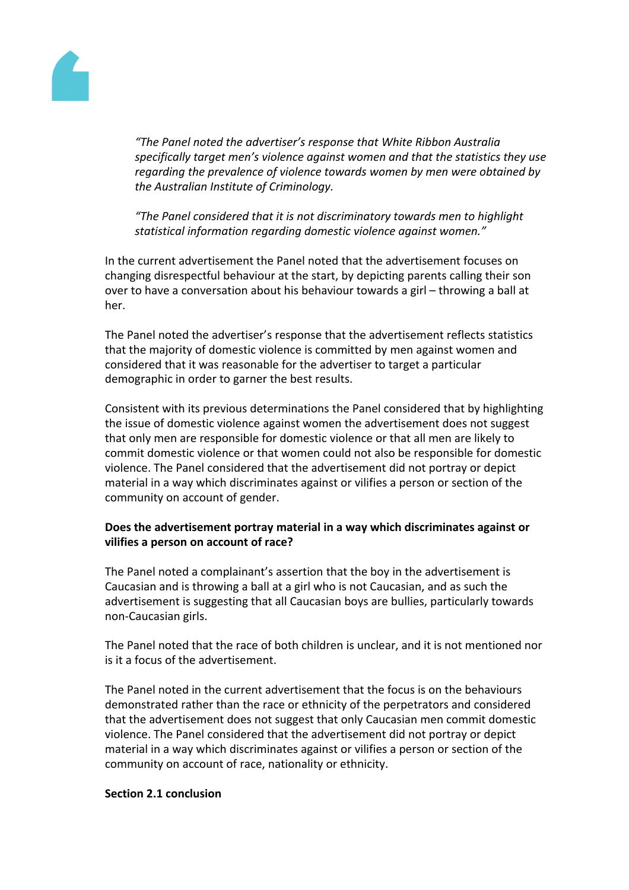*"The Panel noted the advertiser's response that White Ribbon Australia specifically target men's violence against women and that the statistics they use regarding the prevalence of violence towards women by men were obtained by the Australian Institute of Criminology.*

*"The Panel considered that it is not discriminatory towards men to highlight statistical information regarding domestic violence against women."*

In the current advertisement the Panel noted that the advertisement focuses on changing disrespectful behaviour at the start, by depicting parents calling their son over to have a conversation about his behaviour towards a girl – throwing a ball at her.

The Panel noted the advertiser's response that the advertisement reflects statistics that the majority of domestic violence is committed by men against women and considered that it was reasonable for the advertiser to target a particular demographic in order to garner the best results.

Consistent with its previous determinations the Panel considered that by highlighting the issue of domestic violence against women the advertisement does not suggest that only men are responsible for domestic violence or that all men are likely to commit domestic violence or that women could not also be responsible for domestic violence. The Panel considered that the advertisement did not portray or depict material in a way which discriminates against or vilifies a person or section of the community on account of gender.

**Does the advertisement portray material in a way which discriminates against or vilifies a person on account of race?**

The Panel noted a complainant's assertion that the boy in the advertisement is Caucasian and is throwing a ball at a girl who is not Caucasian, and as such the advertisement is suggesting that all Caucasian boys are bullies, particularly towards non-Caucasian girls.

The Panel noted that the race of both children is unclear, and it is not mentioned nor is it a focus of the advertisement.

The Panel noted in the current advertisement that the focus is on the behaviours demonstrated rather than the race or ethnicity of the perpetrators and considered that the advertisement does not suggest that only Caucasian men commit domestic violence. The Panel considered that the advertisement did not portray or depict material in a way which discriminates against or vilifies a person or section of the community on account of race, nationality or ethnicity.

**Section 2.1 conclusion**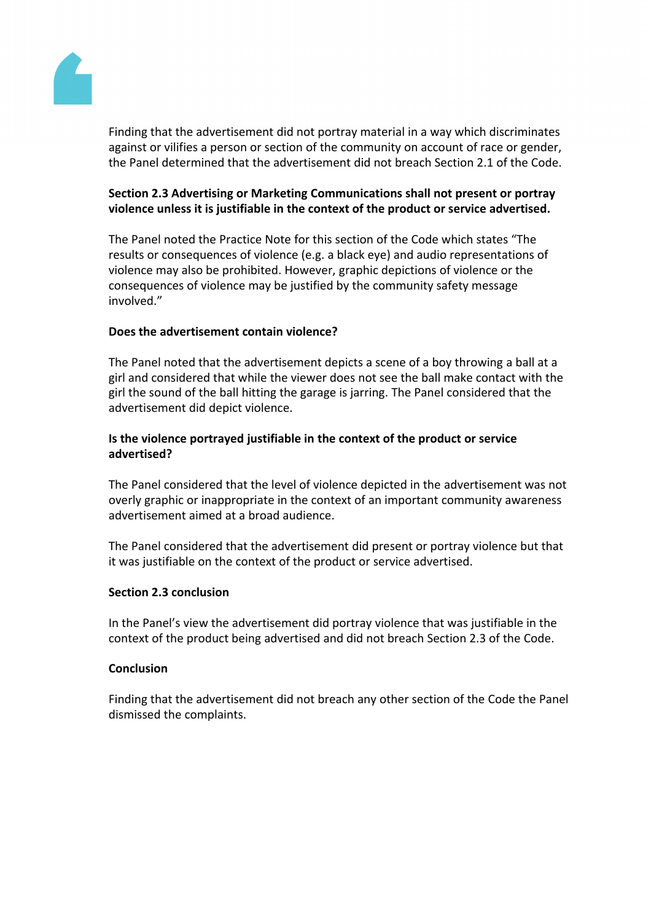Finding that the advertisement did not portray material in a way which discriminates against or vilifies a person or section of the community on account of race or gender, the Panel determined that the advertisement did not breach Section 2.1 of the Code.

**Section 2.3 Advertising or Marketing Communications shall not present or portray violence unless it is justifiable in the context of the product or service advertised.**

The Panel noted the Practice Note for this section of the Code which states "The results or consequences of violence (e.g. a black eye) and audio representations of violence may also be prohibited. However, graphic depictions of violence or the consequences of violence may be justified by the community safety message involved."

**Does the advertisement contain violence?**

The Panel noted that the advertisement depicts a scene of a boy throwing a ball at a girl and considered that while the viewer does not see the ball make contact with the girl the sound of the ball hitting the garage is jarring. The Panel considered that the advertisement did depict violence.

**Is the violence portrayed justifiable in the context of the product or service advertised?**

The Panel considered that the level of violence depicted in the advertisement was not overly graphic or inappropriate in the context of an important community awareness advertisement aimed at a broad audience.

The Panel considered that the advertisement did present or portray violence but that it was justifiable on the context of the product or service advertised.

**Section 2.3 conclusion**

In the Panel's view the advertisement did portray violence that was justifiable in the context of the product being advertised and did not breach Section 2.3 of the Code.

**Conclusion**

Finding that the advertisement did not breach any other section of the Code the Panel dismissed the complaints.